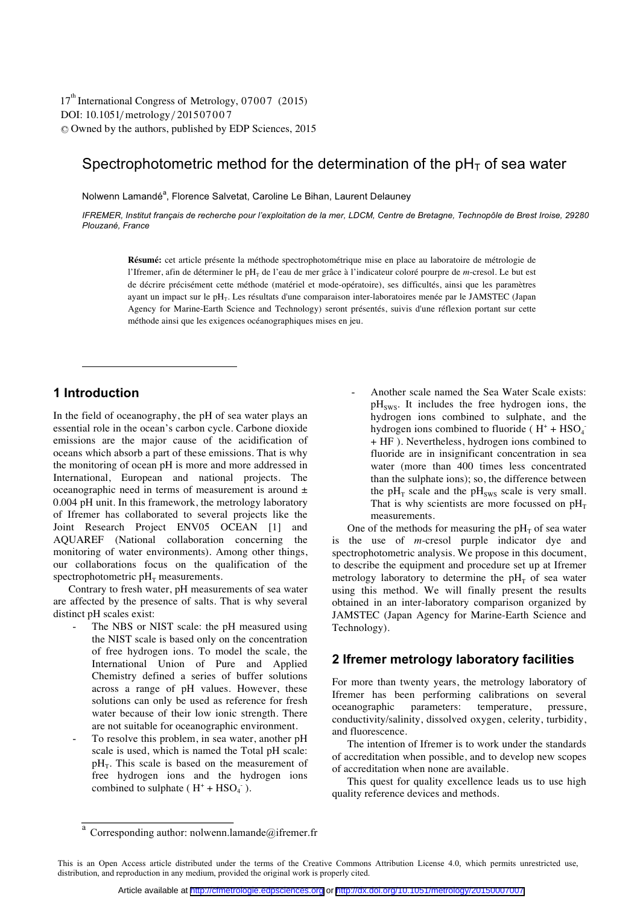# Spectrophotometric method for the determination of the $pH_T$ of sea water

Nolwenn Lamandé[a], Florence Salvetat, Caroline Le Bihan, Laurent Delauney

*IFREMER, Institut français de recherche pour l'exploitation de la mer, LDCM, Centre de Bretagne, Technopôle de Brest Iroise, 29280 Plouzané, France*

**Résumé:** cet article présente la méthode spectrophotométrique mise en place au laboratoire de métrologie de l'Ifremer, afin de déterminer le $pH_T$ de l'eau de mer grâce à l'indicateur coloré pourpre de *m*-cresol. Le but est de décrire précisément cette méthode (matériel et mode-opératoire), ses difficultés, ainsi que les paramètres ayant un impact sur le $pH_T$. Les résultats d'une comparaison inter-laboratoires menée par le JAMSTEC (Japan Agency for Marine-Earth Science and Technology) seront présentés, suivis d'une réflexion portant sur cette méthode ainsi que les exigences océanographiques mises en jeu.

## 1 Introduction

In the field of oceanography, the pH of sea water plays an essential role in the ocean's carbon cycle. Carbone dioxide emissions are the major cause of the acidification of oceans which absorb a part of these emissions. That is why the monitoring of ocean pH is more and more addressed in International, European and national projects. The oceanographic need in terms of measurement is around ± 0.004 pH unit. In this framework, the metrology laboratory of Ifremer has collaborated to several projects like the Joint Research Project ENV05 OCEAN [1] and AQUAREF (National collaboration concerning the monitoring of water environments). Among other things, our collaborations focus on the qualification of the spectrophotometric $pH_T$ measurements.

Contrary to fresh water, pH measurements of sea water are affected by the presence of salts. That is why several distinct pH scales exist:

- The NBS or NIST scale: the pH measured using the NIST scale is based only on the concentration of free hydrogen ions. To model the scale, the International Union of Pure and Applied Chemistry defined a series of buffer solutions across a range of pH values. However, these solutions can only be used as reference for fresh water because of their low ionic strength. There are not suitable for oceanographic environment.
- To resolve this problem, in sea water, another pH scale is used, which is named the Total pH scale: $pH_T$. This scale is based on the measurement of free hydrogen ions and the hydrogen ions combined to sulphate ( $H^+ + HSO_4^-$ ).
- Another scale named the Sea Water Scale exists: $pH_{SWS}$. It includes the free hydrogen ions, the hydrogen ions combined to sulphate, and the hydrogen ions combined to fluoride ( $H^+ + HSO_4^- + HF$ ). Nevertheless, hydrogen ions combined to fluoride are in insignificant concentration in sea water (more than 400 times less concentrated than the sulphate ions); so, the difference between the $pH_T$ scale and the $pH_{SWS}$ scale is very small. That is why scientists are more focussed on $pH_T$ measurements.

One of the methods for measuring the $pH_T$ of sea water is the use of *m*-cresol purple indicator dye and spectrophotometric analysis. We propose in this document, to describe the equipment and procedure set up at Ifremer metrology laboratory to determine the $pH_T$ of sea water using this method. We will finally present the results obtained in an inter-laboratory comparison organized by JAMSTEC (Japan Agency for Marine-Earth Science and Technology).

## 2 Ifremer metrology laboratory facilities

For more than twenty years, the metrology laboratory of Ifremer has been performing calibrations on several oceanographic parameters: temperature, pressure, conductivity/salinity, dissolved oxygen, celerity, turbidity, and fluorescence.

The intention of Ifremer is to work under the standards of accreditation when possible, and to develop new scopes of accreditation when none are available.

This quest for quality excellence leads us to use high quality reference devices and methods.

[a] Corresponding author: nolwenn.lamande@ifremer.fr

This is an Open Access article distributed under the terms of the Creative Commons Attribution License 4.0, which permits unrestricted use, distribution, and reproduction in any medium, provided the original work is properly cited.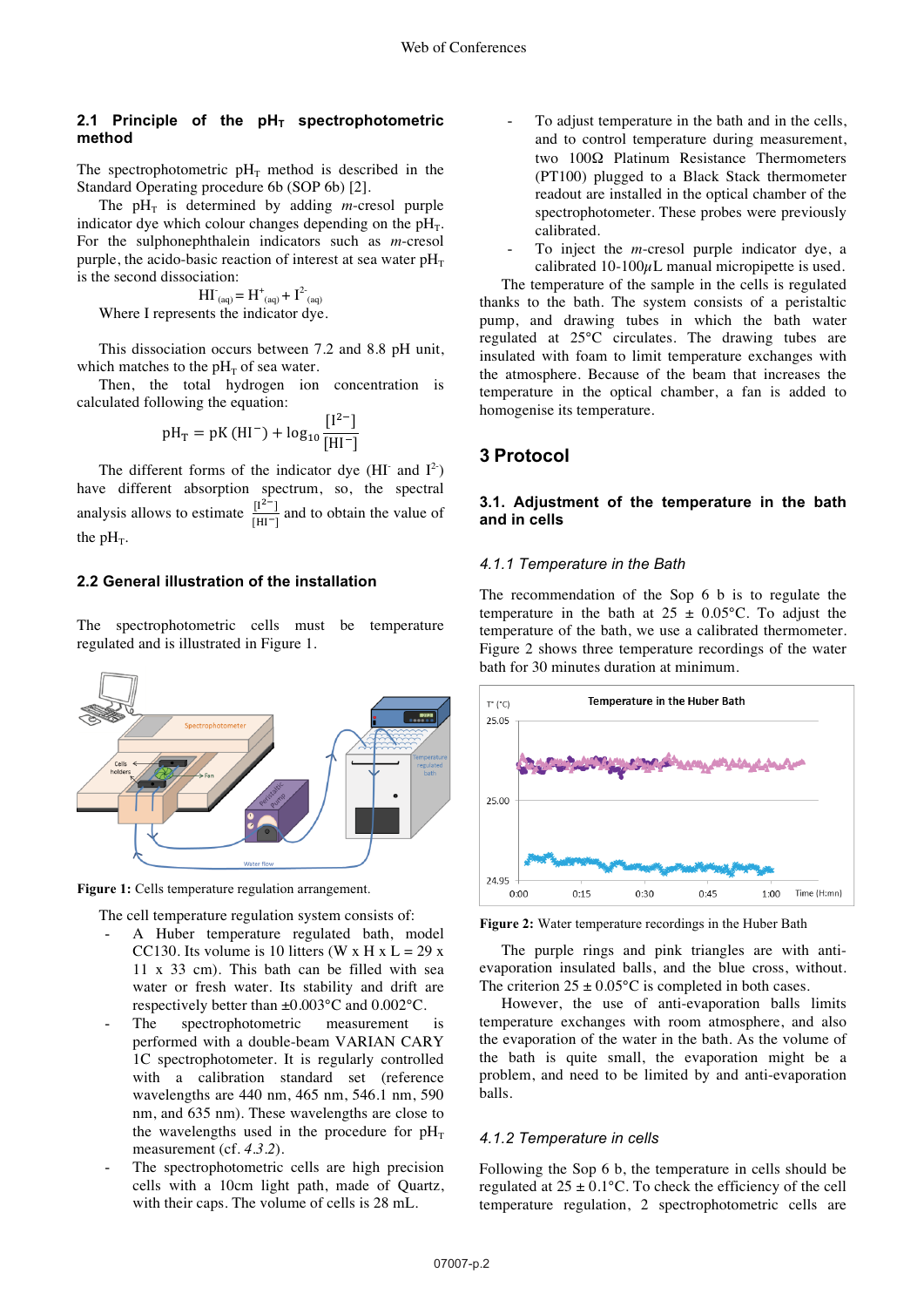### 2.1 Principle of the $pH_T$ spectrophotometric method

The spectrophotometric $pH_T$ method is described in the Standard Operating procedure 6b (SOP 6b) [2].

The $pH_T$ is determined by adding *m*-cresol purple indicator dye which colour changes depending on the $pH_T$. For the sulphonephthalein indicators such as *m*-cresol purple, the acido-basic reaction of interest at sea water $pH_T$ is the second dissociation:

$$HI^-_{(aq)} = H^+_{(aq)} + I^{2-}_{(aq)}$$

Where I represents the indicator dye.

This dissociation occurs between 7.2 and 8.8 pH unit, which matches to the $pH_T$ of sea water.

Then, the total hydrogen ion concentration is calculated following the equation:

$$pH_T = pK(HI^-) + \log_{10}\frac{[I^{2-}]}{[HI^-]}$$

The different forms of the indicator dye ($HI^-$ and $I^{2-}$) have different absorption spectrum, so, the spectral analysis allows to estimate $\frac{[I^{2-}]}{[HI^-]}$ and to obtain the value of the $pH_T$.

### 2.2 General illustration of the installation

The spectrophotometric cells must be temperature regulated and is illustrated in Figure 1.

**Figure 1:** Cells temperature regulation arrangement.

The cell temperature regulation system consists of:

- A Huber temperature regulated bath, model CC130. Its volume is 10 litters (W x H x L = 29 x 11 x 33 cm). This bath can be filled with sea water or fresh water. Its stability and drift are respectively better than ±0.003°C and 0.002°C.
- The spectrophotometric measurement is performed with a double-beam VARIAN CARY 1C spectrophotometer. It is regularly controlled with a calibration standard set (reference wavelengths are 440 nm, 465 nm, 546.1 nm, 590 nm, and 635 nm). These wavelengths are close to the wavelengths used in the procedure for $pH_T$ measurement (cf. *4.3.2*).
- The spectrophotometric cells are high precision cells with a 10cm light path, made of Quartz, with their caps. The volume of cells is 28 mL.
- To adjust temperature in the bath and in the cells, and to control temperature during measurement, two 100Ω Platinum Resistance Thermometers (PT100) plugged to a Black Stack thermometer readout are installed in the optical chamber of the spectrophotometer. These probes were previously calibrated.
- To inject the *m*-cresol purple indicator dye, a calibrated 10-100µL manual micropipette is used.

The temperature of the sample in the cells is regulated thanks to the bath. The system consists of a peristaltic pump, and drawing tubes in which the bath water regulated at 25°C circulates. The drawing tubes are insulated with foam to limit temperature exchanges with the atmosphere. Because of the beam that increases the temperature in the optical chamber, a fan is added to homogenise its temperature.

## 3 Protocol

### 3.1. Adjustment of the temperature in the bath and in cells

#### *4.1.1 Temperature in the Bath*

The recommendation of the Sop 6 b is to regulate the temperature in the bath at 25 ± 0.05°C. To adjust the temperature of the bath, we use a calibrated thermometer. Figure 2 shows three temperature recordings of the water bath for 30 minutes duration at minimum.

**Figure 2:** Water temperature recordings in the Huber Bath

The purple rings and pink triangles are with anti-evaporation insulated balls, and the blue cross, without. The criterion 25 ± 0.05°C is completed in both cases.

However, the use of anti-evaporation balls limits temperature exchanges with room atmosphere, and also the evaporation of the water in the bath. As the volume of the bath is quite small, the evaporation might be a problem, and need to be limited by and anti-evaporation balls.

#### *4.1.2 Temperature in cells*

Following the Sop 6 b, the temperature in cells should be regulated at 25 ± 0.1°C. To check the efficiency of the cell temperature regulation, 2 spectrophotometric cells are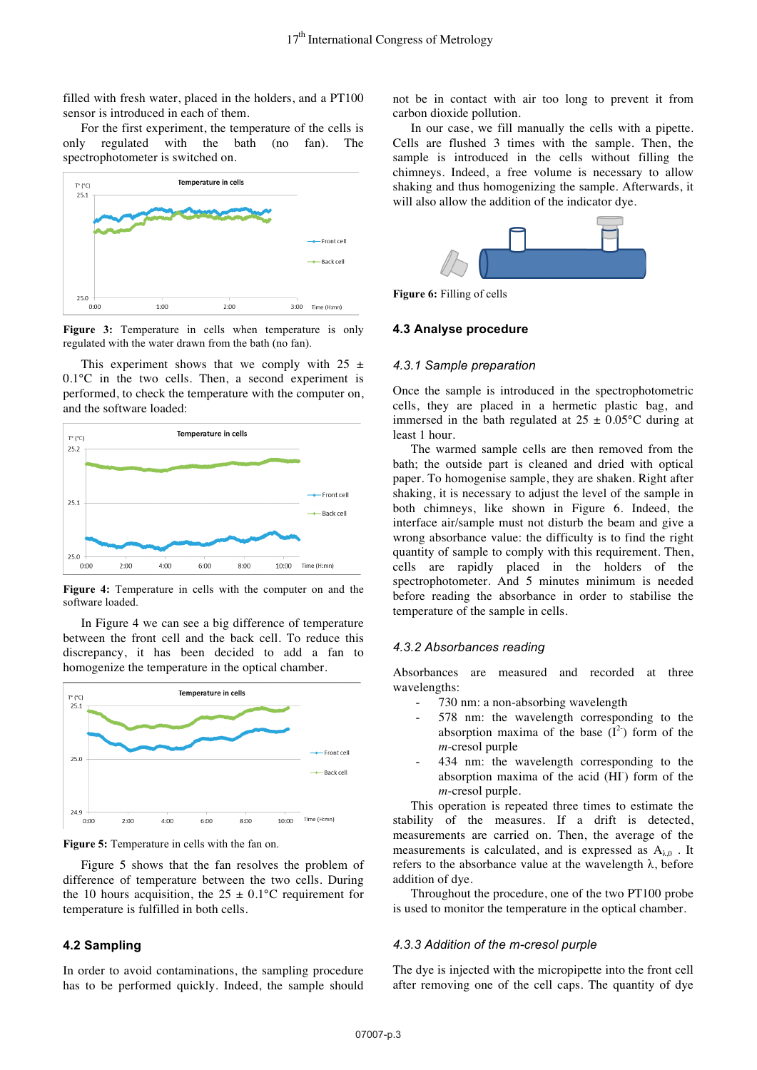filled with fresh water, placed in the holders, and a PT100 sensor is introduced in each of them.

For the first experiment, the temperature of the cells is only regulated with the bath (no fan). The spectrophotometer is switched on.

**Figure 3:** Temperature in cells when temperature is only regulated with the water drawn from the bath (no fan).

This experiment shows that we comply with 25 ± 0.1°C in the two cells. Then, a second experiment is performed, to check the temperature with the computer on, and the software loaded:

**Figure 4:** Temperature in cells with the computer on and the software loaded.

In Figure 4 we can see a big difference of temperature between the front cell and the back cell. To reduce this discrepancy, it has been decided to add a fan to homogenize the temperature in the optical chamber.

**Figure 5:** Temperature in cells with the fan on.

Figure 5 shows that the fan resolves the problem of difference of temperature between the two cells. During the 10 hours acquisition, the 25 ± 0.1°C requirement for temperature is fulfilled in both cells.

## 4.2 Sampling

In order to avoid contaminations, the sampling procedure has to be performed quickly. Indeed, the sample should not be in contact with air too long to prevent it from carbon dioxide pollution.

In our case, we fill manually the cells with a pipette. Cells are flushed 3 times with the sample. Then, the sample is introduced in the cells without filling the chimneys. Indeed, a free volume is necessary to allow shaking and thus homogenizing the sample. Afterwards, it will also allow the addition of the indicator dye.

**Figure 6:** Filling of cells

## 4.3 Analyse procedure

### *4.3.1 Sample preparation*

Once the sample is introduced in the spectrophotometric cells, they are placed in a hermetic plastic bag, and immersed in the bath regulated at 25 ± 0.05°C during at least 1 hour.

The warmed sample cells are then removed from the bath; the outside part is cleaned and dried with optical paper. To homogenise sample, they are shaken. Right after shaking, it is necessary to adjust the level of the sample in both chimneys, like shown in Figure 6. Indeed, the interface air/sample must not disturb the beam and give a wrong absorbance value: the difficulty is to find the right quantity of sample to comply with this requirement. Then, cells are rapidly placed in the holders of the spectrophotometer. And 5 minutes minimum is needed before reading the absorbance in order to stabilise the temperature of the sample in cells.

### *4.3.2 Absorbances reading*

Absorbances are measured and recorded at three wavelengths:

- 730 nm: a non-absorbing wavelength
- 578 nm: the wavelength corresponding to the absorption maxima of the base ($I^{2-}$) form of the *m*-cresol purple
- 434 nm: the wavelength corresponding to the absorption maxima of the acid ($HI^-$) form of the *m*-cresol purple.

This operation is repeated three times to estimate the stability of the measures. If a drift is detected, measurements are carried on. Then, the average of the measurements is calculated, and is expressed as $A_{\lambda,0}$ . It refers to the absorbance value at the wavelength λ, before addition of dye.

Throughout the procedure, one of the two PT100 probe is used to monitor the temperature in the optical chamber.

### *4.3.3 Addition of the m-cresol purple*

The dye is injected with the micropipette into the front cell after removing one of the cell caps. The quantity of dye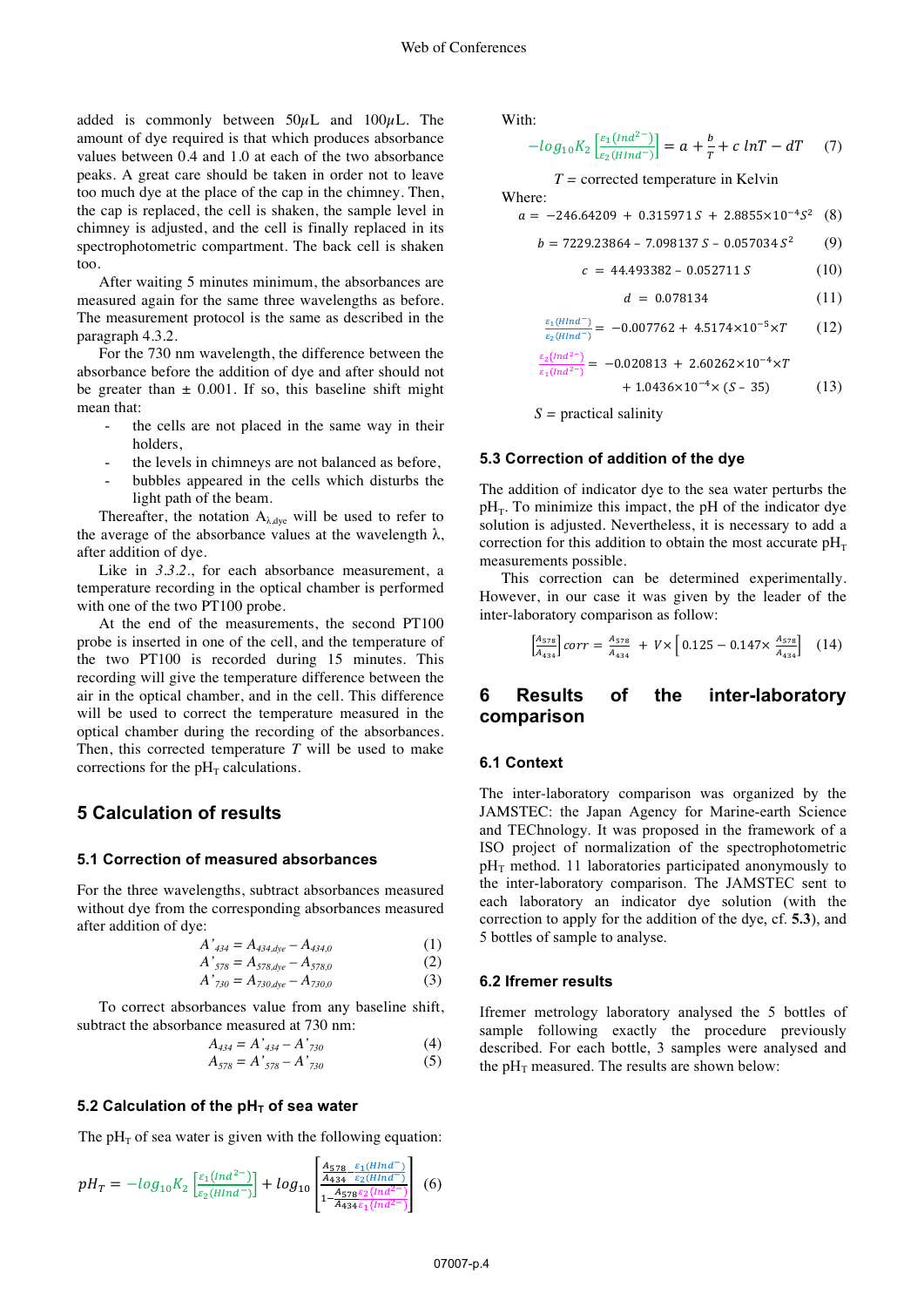added is commonly between 50$\mu$L and 100$\mu$L. The amount of dye required is that which produces absorbance values between 0.4 and 1.0 at each of the two absorbance peaks. A great care should be taken in order not to leave too much dye at the place of the cap in the chimney. Then, the cap is replaced, the cell is shaken, the sample level in chimney is adjusted, and the cell is finally replaced in its spectrophotometric compartment. The back cell is shaken too.

After waiting 5 minutes minimum, the absorbances are measured again for the same three wavelengths as before. The measurement protocol is the same as described in the paragraph 4.3.2.

For the 730 nm wavelength, the difference between the absorbance before the addition of dye and after should not be greater than ± 0.001. If so, this baseline shift might mean that:

- the cells are not placed in the same way in their holders,
- the levels in chimneys are not balanced as before,
- bubbles appeared in the cells which disturbs the light path of the beam.

Thereafter, the notation $A_{\lambda,dye}$ will be used to refer to the average of the absorbance values at the wavelength λ, after addition of dye.

Like in *3.3.2.*, for each absorbance measurement, a temperature recording in the optical chamber is performed with one of the two PT100 probe.

At the end of the measurements, the second PT100 probe is inserted in one of the cell, and the temperature of the two PT100 is recorded during 15 minutes. This recording will give the temperature difference between the air in the optical chamber, and in the cell. This difference will be used to correct the temperature measured in the optical chamber during the recording of the absorbances. Then, this corrected temperature $T$ will be used to make corrections for the $pH_T$ calculations.

# 5 Calculation of results

## 5.1 Correction of measured absorbances

For the three wavelengths, subtract absorbances measured without dye from the corresponding absorbances measured after addition of dye:

$$A'_{434} = A_{434,dye} - A_{434,0} \quad (1)$$

$$A'_{578} = A_{578,dye} - A_{578,0} \quad (2)$$

$$A'_{730} = A_{730,dye} - A_{730,0} \quad (3)$$

To correct absorbances value from any baseline shift, subtract the absorbance measured at 730 nm:

$$A_{434} = A'_{434} - A'_{730} \quad (4)$$

$$A_{578} = A'_{578} - A'_{730} \quad (5)$$

## 5.2 Calculation of the $pH_T$ of sea water

The $pH_T$ of sea water is given with the following equation:

$$pH_T = -log_{10}K_2\left[\frac{\varepsilon_1(Ind^{2-})}{\varepsilon_2(HInd^{-})}\right] + log_{10}\left[\frac{\frac{A_{578}}{A_{434}} - \frac{\varepsilon_1(HInd^{-})}{\varepsilon_2(HInd^{-})}}{1 - \frac{A_{578}}{A_{434}}\frac{\varepsilon_2(Ind^{2-})}{\varepsilon_1(Ind^{2-})}}\right] \quad (6)$$

With:

$$-log_{10}K_2\left[\frac{\varepsilon_1(Ind^{2-})}{\varepsilon_2(HInd^{-})}\right] = a + \frac{b}{T} + c\,lnT - dT \quad (7)$$

$T$ = corrected temperature in Kelvin

Where:

$$a = -246.64209 + 0.315971\,S + 2.8855\times10^{-4}S^2 \quad (8)$$

$$b = 7229.23864 - 7.098137\,S - 0.057034\,S^2 \quad (9)$$

$$c = 44.493382 - 0.052711\,S \quad (10)$$

$$d = 0.078134 \quad (11)$$

$$\frac{\varepsilon_1(HInd^{-})}{\varepsilon_2(HInd^{-})} = -0.007762 + 4.5174\times10^{-5}\times T \quad (12)$$

$$\frac{\varepsilon_2(Ind^{2-})}{\varepsilon_1(Ind^{2-})} = -0.020813 + 2.60262\times10^{-4}\times T + 1.0436\times10^{-4}\times(S - 35) \quad (13)$$

$S$ = practical salinity

## 5.3 Correction of addition of the dye

The addition of indicator dye to the sea water perturbs the $pH_T$. To minimize this impact, the pH of the indicator dye solution is adjusted. Nevertheless, it is necessary to add a correction for this addition to obtain the most accurate $pH_T$ measurements possible.

This correction can be determined experimentally. However, in our case it was given by the leader of the inter-laboratory comparison as follow:

$$\left[\frac{A_{578}}{A_{434}}\right]corr = \frac{A_{578}}{A_{434}} + V\times\left[0.125 - 0.147\times\frac{A_{578}}{A_{434}}\right] \quad (14)$$

# 6 Results of the inter-laboratory comparison

## 6.1 Context

The inter-laboratory comparison was organized by the JAMSTEC: the Japan Agency for Marine-earth Science and TEChnology. It was proposed in the framework of a ISO project of normalization of the spectrophotometric $pH_T$ method. 11 laboratories participated anonymously to the inter-laboratory comparison. The JAMSTEC sent to each laboratory an indicator dye solution (with the correction to apply for the addition of the dye, cf. **5.3**), and 5 bottles of sample to analyse.

## 6.2 Ifremer results

Ifremer metrology laboratory analysed the 5 bottles of sample following exactly the procedure previously described. For each bottle, 3 samples were analysed and the $pH_T$ measured. The results are shown below: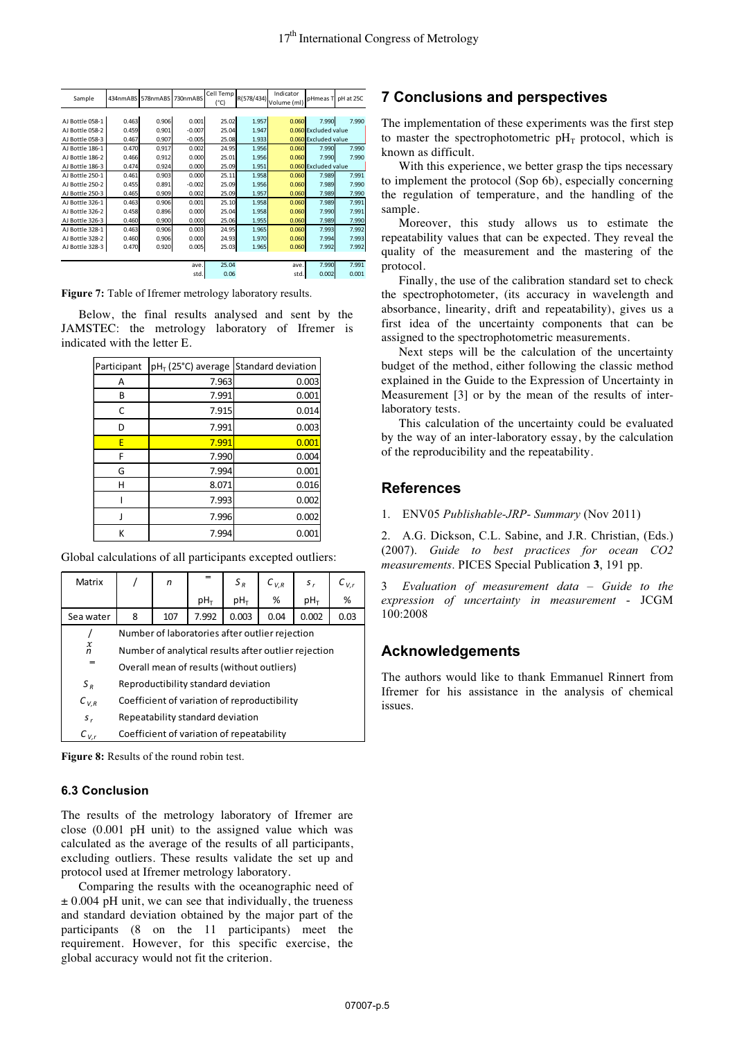| Sample | 434nmABS | 578nmABS | 730nmABS | Cell Temp (°C) | R(578/434) | Indicator Volume (ml) | pHmeas T | pH at 25C |
|---|---|---|---|---|---|---|---|---|
| AJ Bottle 058-1 | 0.463 | 0.906 | 0.001 | 25.02 | 1.957 | 0.060 | 7.990 | 7.990 |
| AJ Bottle 058-2 | 0.459 | 0.901 | -0.007 | 25.04 | 1.947 | 0.060 | Excluded value | |
| AJ Bottle 058-3 | 0.467 | 0.907 | -0.005 | 25.08 | 1.933 | 0.060 | Excluded value | |
| AJ Bottle 186-1 | 0.470 | 0.917 | 0.002 | 24.95 | 1.956 | 0.060 | 7.990 | 7.990 |
| AJ Bottle 186-2 | 0.466 | 0.912 | 0.000 | 25.01 | 1.956 | 0.060 | 7.990 | 7.990 |
| AJ Bottle 186-3 | 0.474 | 0.924 | 0.000 | 25.09 | 1.951 | 0.060 | Excluded value | |
| AJ Bottle 250-1 | 0.461 | 0.903 | 0.000 | 25.11 | 1.958 | 0.060 | 7.989 | 7.991 |
| AJ Bottle 250-2 | 0.455 | 0.891 | -0.002 | 25.09 | 1.956 | 0.060 | 7.989 | 7.990 |
| AJ Bottle 250-3 | 0.465 | 0.909 | 0.002 | 25.09 | 1.957 | 0.060 | 7.989 | 7.990 |
| AJ Bottle 326-1 | 0.463 | 0.906 | 0.001 | 25.10 | 1.958 | 0.060 | 7.989 | 7.991 |
| AJ Bottle 326-2 | 0.458 | 0.896 | 0.000 | 25.04 | 1.958 | 0.060 | 7.990 | 7.991 |
| AJ Bottle 326-3 | 0.460 | 0.900 | 0.000 | 25.06 | 1.955 | 0.060 | 7.989 | 7.990 |
| AJ Bottle 328-1 | 0.463 | 0.906 | 0.003 | 24.95 | 1.965 | 0.060 | 7.993 | 7.992 |
| AJ Bottle 328-2 | 0.460 | 0.906 | 0.000 | 24.93 | 1.970 | 0.060 | 7.994 | 7.993 |
| AJ Bottle 328-3 | 0.470 | 0.920 | 0.005 | 25.03 | 1.965 | 0.060 | 7.992 | 7.992 |
| | | | ave. | 25.04 | | ave. | 7.990 | 7.991 |
| | | | std. | 0.06 | | std. | 0.002 | 0.001 |

**Figure 7:** Table of Ifremer metrology laboratory results.

Below, the final results analysed and sent by the JAMSTEC: the metrology laboratory of Ifremer is indicated with the letter E.

| Participant | $pH_T$ (25°C) average | Standard deviation |
|---|---|---|
| A | 7.963 | 0.003 |
| B | 7.991 | 0.001 |
| C | 7.915 | 0.014 |
| D | 7.991 | 0.003 |
| E | 7.991 | 0.001 |
| F | 7.990 | 0.004 |
| G | 7.994 | 0.001 |
| H | 8.071 | 0.016 |
| I | 7.993 | 0.002 |
| J | 7.996 | 0.002 |
| K | 7.994 | 0.001 |

Global calculations of all participants excepted outliers:

| Matrix | $l$ | $n$ | $\bar{\bar{x}}$ | $s_R$ | $C_{V,R}$ | $s_r$ | $C_{V,r}$ |
|---|---|---|---|---|---|---|---|
| | | | $pH_T$ | $pH_T$ | % | $pH_T$ | % |
| Sea water | 8 | 107 | 7.992 | 0.003 | 0.04 | 0.002 | 0.03 |

- $l$: Number of laboratories after outlier rejection
- $n$: Number of analytical results after outlier rejection
- $\bar{\bar{x}}$: Overall mean of results (without outliers)
- $s_R$: Reproductibility standard deviation
- $C_{V,R}$: Coefficient of variation of reproductibility
- $s_r$: Repeatability standard deviation
- $C_{V,r}$: Coefficient of variation of repeatability

**Figure 8:** Results of the round robin test.

### 6.3 Conclusion

The results of the metrology laboratory of Ifremer are close (0.001 pH unit) to the assigned value which was calculated as the average of the results of all participants, excluding outliers. These results validate the set up and protocol used at Ifremer metrology laboratory.

Comparing the results with the oceanographic need of ± 0.004 pH unit, we can see that individually, the trueness and standard deviation obtained by the major part of the participants (8 on the 11 participants) meet the requirement. However, for this specific exercise, the global accuracy would not fit the criterion.

## 7 Conclusions and perspectives

The implementation of these experiments was the first step to master the spectrophotometric $pH_T$ protocol, which is known as difficult.

With this experience, we better grasp the tips necessary to implement the protocol (Sop 6b), especially concerning the regulation of temperature, and the handling of the sample.

Moreover, this study allows us to estimate the repeatability values that can be expected. They reveal the quality of the measurement and the mastering of the protocol.

Finally, the use of the calibration standard set to check the spectrophotometer, (its accuracy in wavelength and absorbance, linearity, drift and repeatability), gives us a first idea of the uncertainty components that can be assigned to the spectrophotometric measurements.

Next steps will be the calculation of the uncertainty budget of the method, either following the classic method explained in the Guide to the Expression of Uncertainty in Measurement [3] or by the mean of the results of inter-laboratory tests.

This calculation of the uncertainty could be evaluated by the way of an inter-laboratory essay, by the calculation of the reproducibility and the repeatability.

## References

1. ENV05 *Publishable-JRP- Summary* (Nov 2011)

2. A.G. Dickson, C.L. Sabine, and J.R. Christian, (Eds.) (2007). *Guide to best practices for ocean CO2 measurements*. PICES Special Publication **3**, 191 pp.

3 *Evaluation of measurement data – Guide to the expression of uncertainty in measurement* - JCGM 100:2008

## Acknowledgements

The authors would like to thank Emmanuel Rinnert from Ifremer for his assistance in the analysis of chemical issues.